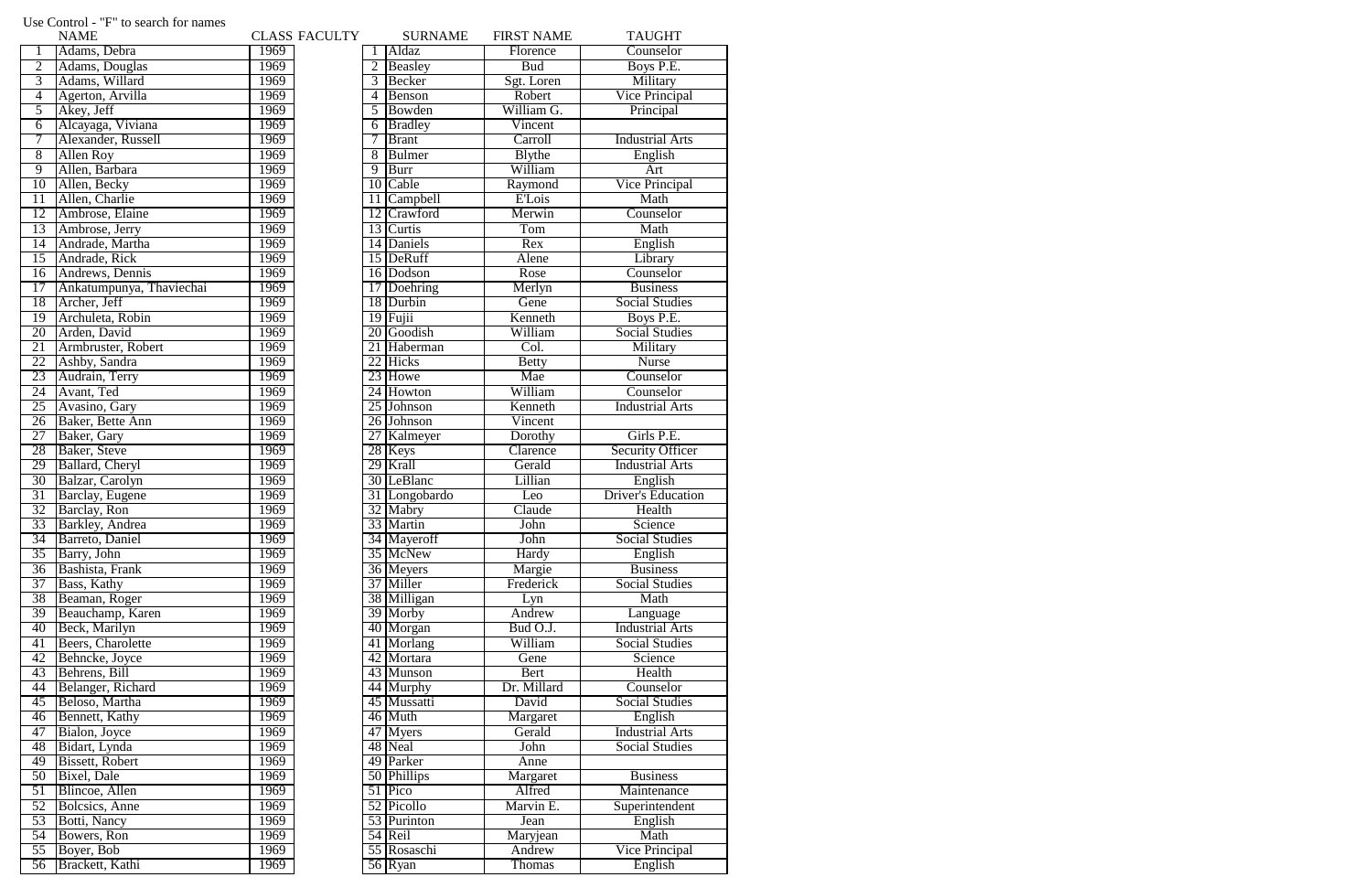Use Control - "F" to search for names

| | NAME | CLASS |
|---|---|---|
| 1 | Adams, Debra | 1969 |
| 2 | Adams, Douglas | 1969 |
| 3 | Adams, Willard | 1969 |
| 4 | Agerton, Arvilla | 1969 |
| 5 | Akey, Jeff | 1969 |
| 6 | Alcayaga, Viviana | 1969 |
| 7 | Alexander, Russell | 1969 |
| 8 | Allen Roy | 1969 |
| 9 | Allen, Barbara | 1969 |
| 10 | Allen, Becky | 1969 |
| 11 | Allen, Charlie | 1969 |
| 12 | Ambrose, Elaine | 1969 |
| 13 | Ambrose, Jerry | 1969 |
| 14 | Andrade, Martha | 1969 |
| 15 | Andrade, Rick | 1969 |
| 16 | Andrews, Dennis | 1969 |
| 17 | Ankatumpunya, Thaviechai | 1969 |
| 18 | Archer, Jeff | 1969 |
| 19 | Archuleta, Robin | 1969 |
| 20 | Arden, David | 1969 |
| 21 | Armbruster, Robert | 1969 |
| 22 | Ashby, Sandra | 1969 |
| 23 | Audrain, Terry | 1969 |
| 24 | Avant, Ted | 1969 |
| 25 | Avasino, Gary | 1969 |
| 26 | Baker, Bette Ann | 1969 |
| 27 | Baker, Gary | 1969 |
| 28 | Baker, Steve | 1969 |
| 29 | Ballard, Cheryl | 1969 |
| 30 | Balzar, Carolyn | 1969 |
| 31 | Barclay, Eugene | 1969 |
| 32 | Barclay, Ron | 1969 |
| 33 | Barkley, Andrea | 1969 |
| 34 | Barreto, Daniel | 1969 |
| 35 | Barry, John | 1969 |
| 36 | Bashista, Frank | 1969 |
| 37 | Bass, Kathy | 1969 |
| 38 | Beaman, Roger | 1969 |
| 39 | Beauchamp, Karen | 1969 |
| 40 | Beck, Marilyn | 1969 |
| 41 | Beers, Charolette | 1969 |
| 42 | Behncke, Joyce | 1969 |
| 43 | Behrens, Bill | 1969 |
| 44 | Belanger, Richard | 1969 |
| 45 | Beloso, Martha | 1969 |
| 46 | Bennett, Kathy | 1969 |
| 47 | Bialon, Joyce | 1969 |
| 48 | Bidart, Lynda | 1969 |
| 49 | Bissett, Robert | 1969 |
| 50 | Bixel, Dale | 1969 |
| 51 | Blincoe, Allen | 1969 |
| 52 | Bolcsics, Anne | 1969 |
| 53 | Botti, Nancy | 1969 |
| 54 | Bowers, Ron | 1969 |
| 55 | Boyer, Bob | 1969 |
| 56 | Brackett, Kathi | 1969 |

FACULTY

| | SURNAME | FIRST NAME | TAUGHT |
|---|---|---|---|
| 1 | Aldaz | Florence | Counselor |
| 2 | Beasley | Bud | Boys P.E. |
| 3 | Becker | Sgt. Loren | Military |
| 4 | Benson | Robert | Vice Principal |
| 5 | Bowden | William G. | Principal |
| 6 | Bradley | Vincent | |
| 7 | Brant | Carroll | Industrial Arts |
| 8 | Bulmer | Blythe | English |
| 9 | Burr | William | Art |
| 10 | Cable | Raymond | Vice Principal |
| 11 | Campbell | E'Lois | Math |
| 12 | Crawford | Merwin | Counselor |
| 13 | Curtis | Tom | Math |
| 14 | Daniels | Rex | English |
| 15 | DeRuff | Alene | Library |
| 16 | Dodson | Rose | Counselor |
| 17 | Doehring | Merlyn | Business |
| 18 | Durbin | Gene | Social Studies |
| 19 | Fujii | Kenneth | Boys P.E. |
| 20 | Goodish | William | Social Studies |
| 21 | Haberman | Col. | Military |
| 22 | Hicks | Betty | Nurse |
| 23 | Howe | Mae | Counselor |
| 24 | Howton | William | Counselor |
| 25 | Johnson | Kenneth | Industrial Arts |
| 26 | Johnson | Vincent | |
| 27 | Kalmeyer | Dorothy | Girls P.E. |
| 28 | Keys | Clarence | Security Officer |
| 29 | Krall | Gerald | Industrial Arts |
| 30 | LeBlanc | Lillian | English |
| 31 | Longobardo | Leo | Driver's Education |
| 32 | Mabry | Claude | Health |
| 33 | Martin | John | Science |
| 34 | Mayeroff | John | Social Studies |
| 35 | McNew | Hardy | English |
| 36 | Meyers | Margie | Business |
| 37 | Miller | Frederick | Social Studies |
| 38 | Milligan | Lyn | Math |
| 39 | Morby | Andrew | Language |
| 40 | Morgan | Bud O.J. | Industrial Arts |
| 41 | Morlang | William | Social Studies |
| 42 | Mortara | Gene | Science |
| 43 | Munson | Bert | Health |
| 44 | Murphy | Dr. Millard | Counselor |
| 45 | Mussatti | David | Social Studies |
| 46 | Muth | Margaret | English |
| 47 | Myers | Gerald | Industrial Arts |
| 48 | Neal | John | Social Studies |
| 49 | Parker | Anne | |
| 50 | Phillips | Margaret | Business |
| 51 | Pico | Alfred | Maintenance |
| 52 | Picollo | Marvin E. | Superintendent |
| 53 | Purinton | Jean | English |
| 54 | Reil | Maryjean | Math |
| 55 | Rosaschi | Andrew | Vice Principal |
| 56 | Ryan | Thomas | English |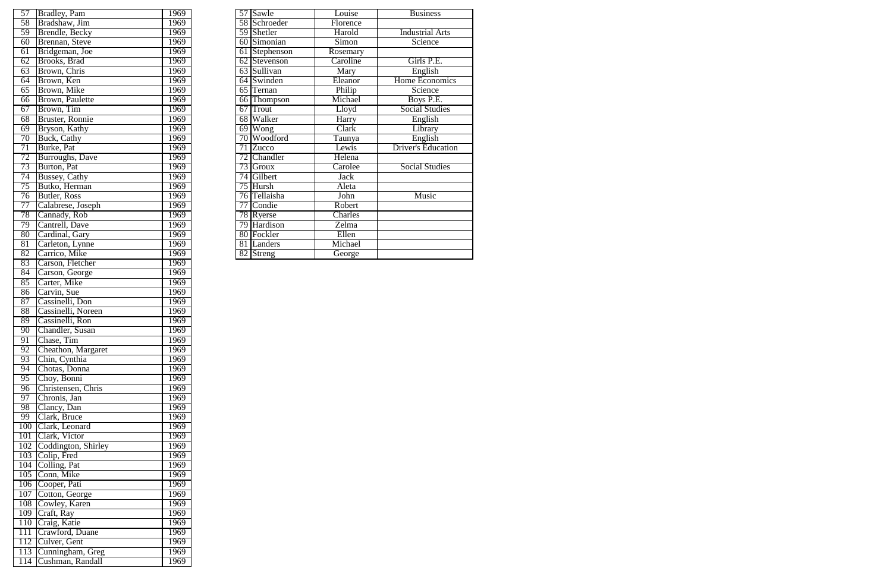| 57 | Bradley, Pam | 1969 |
|---|---|---|
| 58 | Bradshaw, Jim | 1969 |
| 59 | Brendle, Becky | 1969 |
| 60 | Brennan, Steve | 1969 |
| 61 | Bridgeman, Joe | 1969 |
| 62 | Brooks, Brad | 1969 |
| 63 | Brown, Chris | 1969 |
| 64 | Brown, Ken | 1969 |
| 65 | Brown, Mike | 1969 |
| 66 | Brown, Paulette | 1969 |
| 67 | Brown, Tim | 1969 |
| 68 | Bruster, Ronnie | 1969 |
| 69 | Bryson, Kathy | 1969 |
| 70 | Buck, Cathy | 1969 |
| 71 | Burke, Pat | 1969 |
| 72 | Burroughs, Dave | 1969 |
| 73 | Burton, Pat | 1969 |
| 74 | Bussey, Cathy | 1969 |
| 75 | Butko, Herman | 1969 |
| 76 | Butler, Ross | 1969 |
| 77 | Calabrese, Joseph | 1969 |
| 78 | Cannady, Rob | 1969 |
| 79 | Cantrell, Dave | 1969 |
| 80 | Cardinal, Gary | 1969 |
| 81 | Carleton, Lynne | 1969 |
| 82 | Carrico, Mike | 1969 |
| 83 | Carson, Fletcher | 1969 |
| 84 | Carson, George | 1969 |
| 85 | Carter, Mike | 1969 |
| 86 | Carvin, Sue | 1969 |
| 87 | Cassinelli, Don | 1969 |
| 88 | Cassinelli, Noreen | 1969 |
| 89 | Cassinelli, Ron | 1969 |
| 90 | Chandler, Susan | 1969 |
| 91 | Chase, Tim | 1969 |
| 92 | Cheathon, Margaret | 1969 |
| 93 | Chin, Cynthia | 1969 |
| 94 | Chotas, Donna | 1969 |
| 95 | Choy, Bonni | 1969 |
| 96 | Christensen, Chris | 1969 |
| 97 | Chronis, Jan | 1969 |
| 98 | Clancy, Dan | 1969 |
| 99 | Clark, Bruce | 1969 |
| 100 | Clark, Leonard | 1969 |
| 101 | Clark, Victor | 1969 |
| 102 | Coddington, Shirley | 1969 |
| 103 | Colip, Fred | 1969 |
| 104 | Colling, Pat | 1969 |
| 105 | Conn, Mike | 1969 |
| 106 | Cooper, Pati | 1969 |
| 107 | Cotton, George | 1969 |
| 108 | Cowley, Karen | 1969 |
| 109 | Craft, Ray | 1969 |
| 110 | Craig, Katie | 1969 |
| 111 | Crawford, Duane | 1969 |
| 112 | Culver, Gent | 1969 |
| 113 | Cunningham, Greg | 1969 |
| 114 | Cushman, Randall | 1969 |

| 57 | Sawle | Louise | Business |
|---|---|---|---|
| 58 | Schroeder | Florence | |
| 59 | Shetler | Harold | Industrial Arts |
| 60 | Simonian | Simon | Science |
| 61 | Stephenson | Rosemary | |
| 62 | Stevenson | Caroline | Girls P.E. |
| 63 | Sullivan | Mary | English |
| 64 | Swinden | Eleanor | Home Economics |
| 65 | Ternan | Philip | Science |
| 66 | Thompson | Michael | Boys P.E. |
| 67 | Trout | Lloyd | Social Studies |
| 68 | Walker | Harry | English |
| 69 | Wong | Clark | Library |
| 70 | Woodford | Taunya | English |
| 71 | Zucco | Lewis | Driver's Education |
| 72 | Chandler | Helena | |
| 73 | Groux | Carolee | Social Studies |
| 74 | Gilbert | Jack | |
| 75 | Hursh | Aleta | |
| 76 | Tellaisha | John | Music |
| 77 | Condie | Robert | |
| 78 | Ryerse | Charles | |
| 79 | Hardison | Zelma | |
| 80 | Fockler | Ellen | |
| 81 | Landers | Michael | |
| 82 | Streng | George | |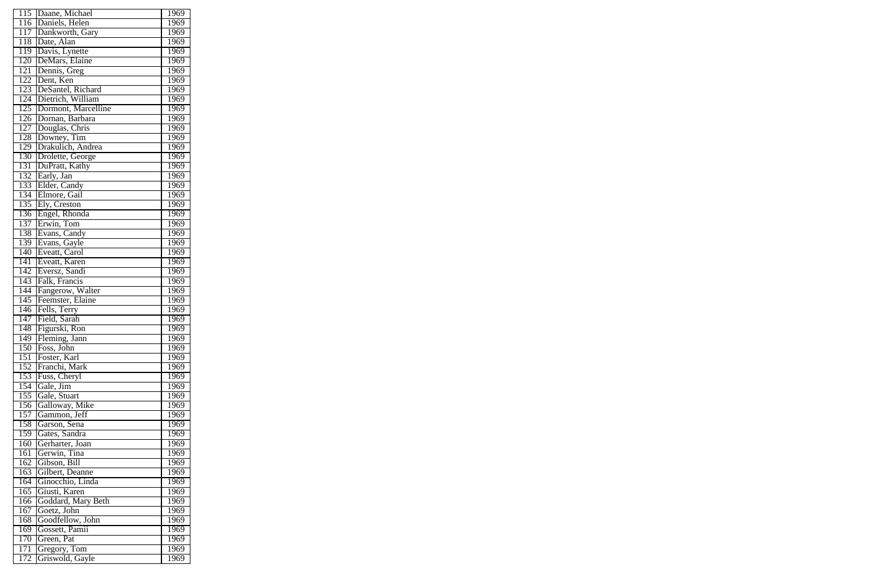| 115 | Daane, Michael | 1969 |
|---|---|---|
| 116 | Daniels, Helen | 1969 |
| 117 | Dankworth, Gary | 1969 |
| 118 | Date, Alan | 1969 |
| 119 | Davis, Lynette | 1969 |
| 120 | DeMars, Elaine | 1969 |
| 121 | Dennis, Greg | 1969 |
| 122 | Dent, Ken | 1969 |
| 123 | DeSantel, Richard | 1969 |
| 124 | Dietrich, William | 1969 |
| 125 | Dormont, Marcelline | 1969 |
| 126 | Dornan, Barbara | 1969 |
| 127 | Douglas, Chris | 1969 |
| 128 | Downey, Tim | 1969 |
| 129 | Drakulich, Andrea | 1969 |
| 130 | Drolette, George | 1969 |
| 131 | DuPratt, Kathy | 1969 |
| 132 | Early, Jan | 1969 |
| 133 | Elder, Candy | 1969 |
| 134 | Elmore, Gail | 1969 |
| 135 | Ely, Creston | 1969 |
| 136 | Engel, Rhonda | 1969 |
| 137 | Erwin, Tom | 1969 |
| 138 | Evans, Candy | 1969 |
| 139 | Evans, Gayle | 1969 |
| 140 | Eveatt, Carol | 1969 |
| 141 | Eveatt, Karen | 1969 |
| 142 | Eversz, Sandi | 1969 |
| 143 | Falk, Francis | 1969 |
| 144 | Fangerow, Walter | 1969 |
| 145 | Feemster, Elaine | 1969 |
| 146 | Fells, Terry | 1969 |
| 147 | Field, Sarah | 1969 |
| 148 | Figurski, Ron | 1969 |
| 149 | Fleming, Jann | 1969 |
| 150 | Foss, John | 1969 |
| 151 | Foster, Karl | 1969 |
| 152 | Franchi, Mark | 1969 |
| 153 | Fuss, Cheryl | 1969 |
| 154 | Gale, Jim | 1969 |
| 155 | Gale, Stuart | 1969 |
| 156 | Galloway, Mike | 1969 |
| 157 | Gammon, Jeff | 1969 |
| 158 | Garson, Sena | 1969 |
| 159 | Gates, Sandra | 1969 |
| 160 | Gerharter, Joan | 1969 |
| 161 | Gerwin, Tina | 1969 |
| 162 | Gibson, Bill | 1969 |
| 163 | Gilbert, Deanne | 1969 |
| 164 | Ginocchio, Linda | 1969 |
| 165 | Giusti, Karen | 1969 |
| 166 | Goddard, Mary Beth | 1969 |
| 167 | Goetz, John | 1969 |
| 168 | Goodfellow, John | 1969 |
| 169 | Gossett, Pamii | 1969 |
| 170 | Green, Pat | 1969 |
| 171 | Gregory, Tom | 1969 |
| 172 | Griswold, Gayle | 1969 |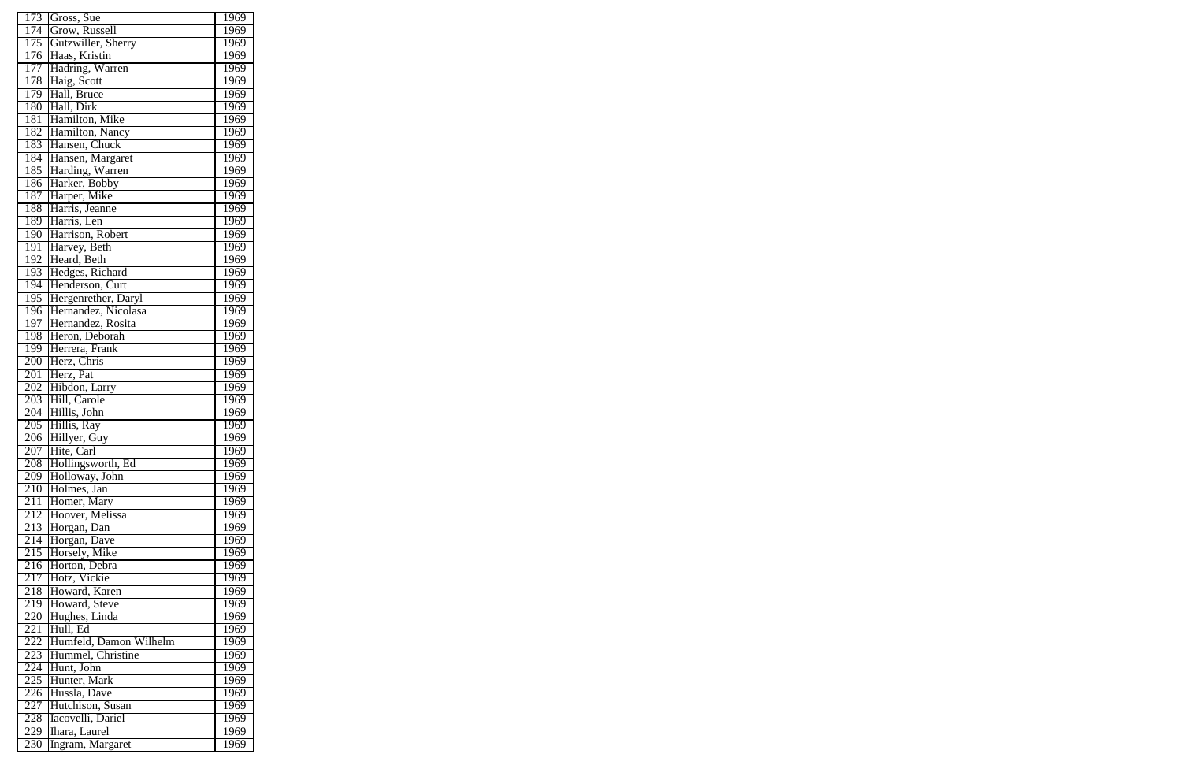| 173 | Gross, Sue | 1969 |
|---|---|---|
| 174 | Grow, Russell | 1969 |
| 175 | Gutzwiller, Sherry | 1969 |
| 176 | Haas, Kristin | 1969 |
| 177 | Hadring, Warren | 1969 |
| 178 | Haig, Scott | 1969 |
| 179 | Hall, Bruce | 1969 |
| 180 | Hall, Dirk | 1969 |
| 181 | Hamilton, Mike | 1969 |
| 182 | Hamilton, Nancy | 1969 |
| 183 | Hansen, Chuck | 1969 |
| 184 | Hansen, Margaret | 1969 |
| 185 | Harding, Warren | 1969 |
| 186 | Harker, Bobby | 1969 |
| 187 | Harper, Mike | 1969 |
| 188 | Harris, Jeanne | 1969 |
| 189 | Harris, Len | 1969 |
| 190 | Harrison, Robert | 1969 |
| 191 | Harvey, Beth | 1969 |
| 192 | Heard, Beth | 1969 |
| 193 | Hedges, Richard | 1969 |
| 194 | Henderson, Curt | 1969 |
| 195 | Hergenrether, Daryl | 1969 |
| 196 | Hernandez, Nicolasa | 1969 |
| 197 | Hernandez, Rosita | 1969 |
| 198 | Heron, Deborah | 1969 |
| 199 | Herrera, Frank | 1969 |
| 200 | Herz, Chris | 1969 |
| 201 | Herz, Pat | 1969 |
| 202 | Hibdon, Larry | 1969 |
| 203 | Hill, Carole | 1969 |
| 204 | Hillis, John | 1969 |
| 205 | Hillis, Ray | 1969 |
| 206 | Hillyer, Guy | 1969 |
| 207 | Hite, Carl | 1969 |
| 208 | Hollingsworth, Ed | 1969 |
| 209 | Holloway, John | 1969 |
| 210 | Holmes, Jan | 1969 |
| 211 | Homer, Mary | 1969 |
| 212 | Hoover, Melissa | 1969 |
| 213 | Horgan, Dan | 1969 |
| 214 | Horgan, Dave | 1969 |
| 215 | Horsely, Mike | 1969 |
| 216 | Horton, Debra | 1969 |
| 217 | Hotz, Vickie | 1969 |
| 218 | Howard, Karen | 1969 |
| 219 | Howard, Steve | 1969 |
| 220 | Hughes, Linda | 1969 |
| 221 | Hull, Ed | 1969 |
| 222 | Humfeld, Damon Wilhelm | 1969 |
| 223 | Hummel, Christine | 1969 |
| 224 | Hunt, John | 1969 |
| 225 | Hunter, Mark | 1969 |
| 226 | Hussla, Dave | 1969 |
| 227 | Hutchison, Susan | 1969 |
| 228 | Iacovelli, Dariel | 1969 |
| 229 | Ihara, Laurel | 1969 |
| 230 | Ingram, Margaret | 1969 |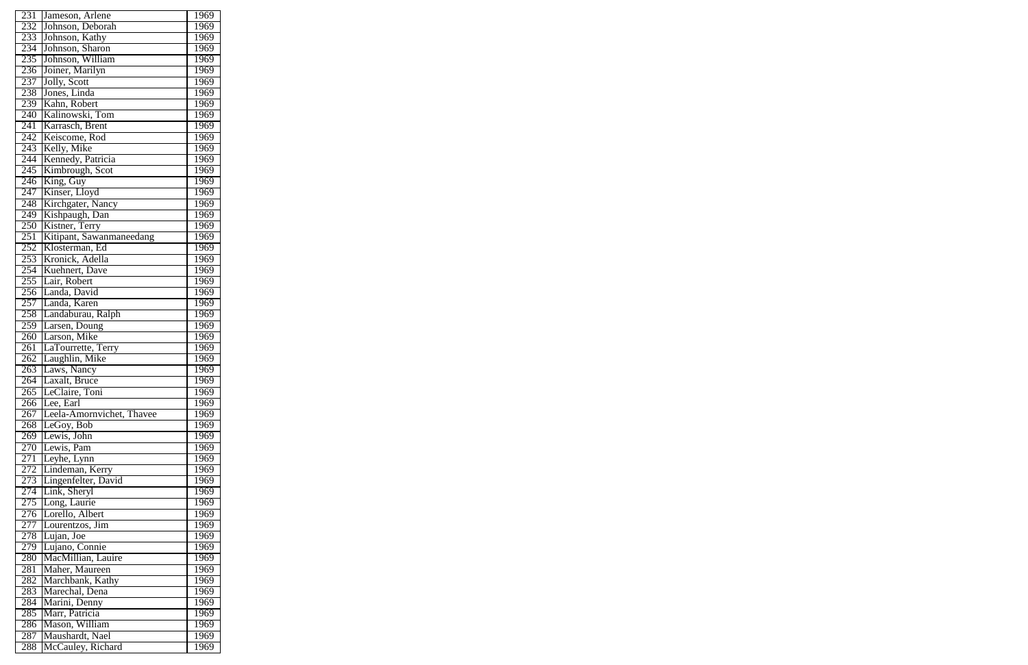| 231 | Jameson, Arlene | 1969 |
|---|---|---|
| 232 | Johnson, Deborah | 1969 |
| 233 | Johnson, Kathy | 1969 |
| 234 | Johnson, Sharon | 1969 |
| 235 | Johnson, William | 1969 |
| 236 | Joiner, Marilyn | 1969 |
| 237 | Jolly, Scott | 1969 |
| 238 | Jones, Linda | 1969 |
| 239 | Kahn, Robert | 1969 |
| 240 | Kalinowski, Tom | 1969 |
| 241 | Karrasch, Brent | 1969 |
| 242 | Keiscome, Rod | 1969 |
| 243 | Kelly, Mike | 1969 |
| 244 | Kennedy, Patricia | 1969 |
| 245 | Kimbrough, Scot | 1969 |
| 246 | King, Guy | 1969 |
| 247 | Kinser, Lloyd | 1969 |
| 248 | Kirchgater, Nancy | 1969 |
| 249 | Kishpaugh, Dan | 1969 |
| 250 | Kistner, Terry | 1969 |
| 251 | Kitipant, Sawanmaneedang | 1969 |
| 252 | Klosterman, Ed | 1969 |
| 253 | Kronick, Adella | 1969 |
| 254 | Kuehnert, Dave | 1969 |
| 255 | Lair, Robert | 1969 |
| 256 | Landa, David | 1969 |
| 257 | Landa, Karen | 1969 |
| 258 | Landaburau, Ralph | 1969 |
| 259 | Larsen, Doung | 1969 |
| 260 | Larson, Mike | 1969 |
| 261 | LaTourrette, Terry | 1969 |
| 262 | Laughlin, Mike | 1969 |
| 263 | Laws, Nancy | 1969 |
| 264 | Laxalt, Bruce | 1969 |
| 265 | LeClaire, Toni | 1969 |
| 266 | Lee, Earl | 1969 |
| 267 | Leela-Amornvichet, Thavee | 1969 |
| 268 | LeGoy, Bob | 1969 |
| 269 | Lewis, John | 1969 |
| 270 | Lewis, Pam | 1969 |
| 271 | Leyhe, Lynn | 1969 |
| 272 | Lindeman, Kerry | 1969 |
| 273 | Lingenfelter, David | 1969 |
| 274 | Link, Sheryl | 1969 |
| 275 | Long, Laurie | 1969 |
| 276 | Lorello, Albert | 1969 |
| 277 | Lourentzos, Jim | 1969 |
| 278 | Lujan, Joe | 1969 |
| 279 | Lujano, Connie | 1969 |
| 280 | MacMillian, Lauire | 1969 |
| 281 | Maher, Maureen | 1969 |
| 282 | Marchbank, Kathy | 1969 |
| 283 | Marechal, Dena | 1969 |
| 284 | Marini, Denny | 1969 |
| 285 | Marr, Patricia | 1969 |
| 286 | Mason, William | 1969 |
| 287 | Maushardt, Nael | 1969 |
| 288 | McCauley, Richard | 1969 |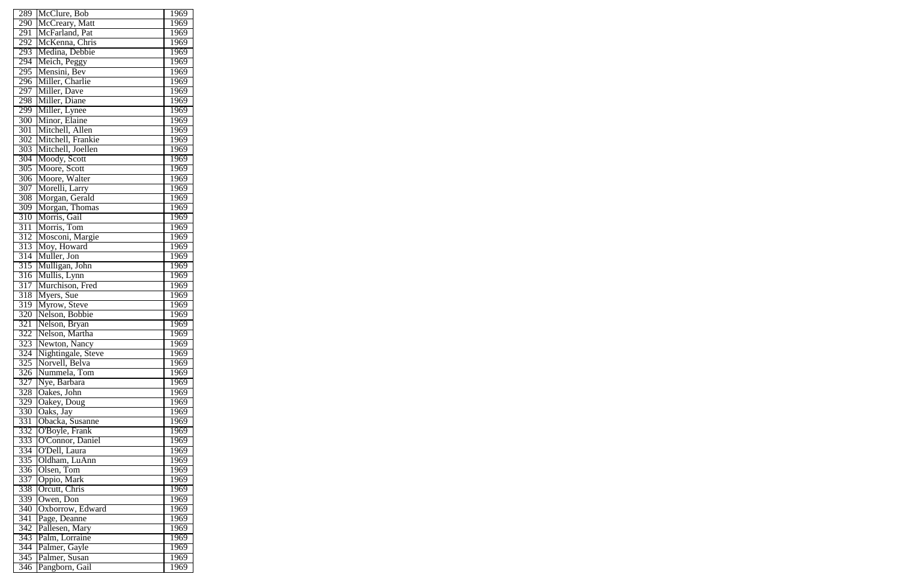| 289 | McClure, Bob | 1969 |
|---|---|---|
| 290 | McCreary, Matt | 1969 |
| 291 | McFarland, Pat | 1969 |
| 292 | McKenna, Chris | 1969 |
| 293 | Medina, Debbie | 1969 |
| 294 | Meich, Peggy | 1969 |
| 295 | Mensini, Bev | 1969 |
| 296 | Miller, Charlie | 1969 |
| 297 | Miller, Dave | 1969 |
| 298 | Miller, Diane | 1969 |
| 299 | Miller, Lynee | 1969 |
| 300 | Minor, Elaine | 1969 |
| 301 | Mitchell, Allen | 1969 |
| 302 | Mitchell, Frankie | 1969 |
| 303 | Mitchell, Joellen | 1969 |
| 304 | Moody, Scott | 1969 |
| 305 | Moore, Scott | 1969 |
| 306 | Moore, Walter | 1969 |
| 307 | Morelli, Larry | 1969 |
| 308 | Morgan, Gerald | 1969 |
| 309 | Morgan, Thomas | 1969 |
| 310 | Morris, Gail | 1969 |
| 311 | Morris, Tom | 1969 |
| 312 | Mosconi, Margie | 1969 |
| 313 | Moy, Howard | 1969 |
| 314 | Muller, Jon | 1969 |
| 315 | Mulligan, John | 1969 |
| 316 | Mullis, Lynn | 1969 |
| 317 | Murchison, Fred | 1969 |
| 318 | Myers, Sue | 1969 |
| 319 | Myrow, Steve | 1969 |
| 320 | Nelson, Bobbie | 1969 |
| 321 | Nelson, Bryan | 1969 |
| 322 | Nelson, Martha | 1969 |
| 323 | Newton, Nancy | 1969 |
| 324 | Nightingale, Steve | 1969 |
| 325 | Norvell, Belva | 1969 |
| 326 | Nummela, Tom | 1969 |
| 327 | Nye, Barbara | 1969 |
| 328 | Oakes, John | 1969 |
| 329 | Oakey, Doug | 1969 |
| 330 | Oaks, Jay | 1969 |
| 331 | Obacka, Susanne | 1969 |
| 332 | O'Boyle, Frank | 1969 |
| 333 | O'Connor, Daniel | 1969 |
| 334 | O'Dell, Laura | 1969 |
| 335 | Oldham, LuAnn | 1969 |
| 336 | Olsen, Tom | 1969 |
| 337 | Oppio, Mark | 1969 |
| 338 | Orcutt, Chris | 1969 |
| 339 | Owen, Don | 1969 |
| 340 | Oxborrow, Edward | 1969 |
| 341 | Page, Deanne | 1969 |
| 342 | Pallesen, Mary | 1969 |
| 343 | Palm, Lorraine | 1969 |
| 344 | Palmer, Gayle | 1969 |
| 345 | Palmer, Susan | 1969 |
| 346 | Pangborn, Gail | 1969 |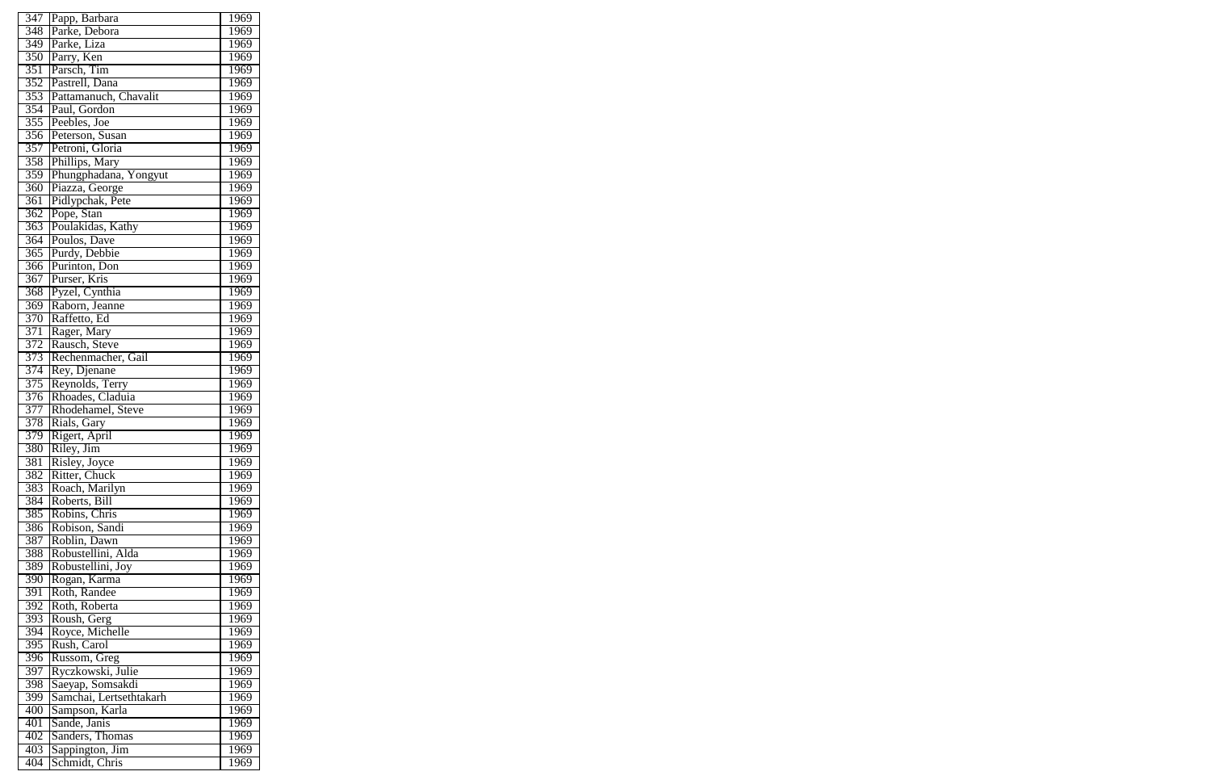| | | |
|---|---|---|
| 347 | Papp, Barbara | 1969 |
| 348 | Parke, Debora | 1969 |
| 349 | Parke, Liza | 1969 |
| 350 | Parry, Ken | 1969 |
| 351 | Parsch, Tim | 1969 |
| 352 | Pastrell, Dana | 1969 |
| 353 | Pattamanuch, Chavalit | 1969 |
| 354 | Paul, Gordon | 1969 |
| 355 | Peebles, Joe | 1969 |
| 356 | Peterson, Susan | 1969 |
| 357 | Petroni, Gloria | 1969 |
| 358 | Phillips, Mary | 1969 |
| 359 | Phungphadana, Yongyut | 1969 |
| 360 | Piazza, George | 1969 |
| 361 | Pidlypchak, Pete | 1969 |
| 362 | Pope, Stan | 1969 |
| 363 | Poulakidas, Kathy | 1969 |
| 364 | Poulos, Dave | 1969 |
| 365 | Purdy, Debbie | 1969 |
| 366 | Purinton, Don | 1969 |
| 367 | Purser, Kris | 1969 |
| 368 | Pyzel, Cynthia | 1969 |
| 369 | Raborn, Jeanne | 1969 |
| 370 | Raffetto, Ed | 1969 |
| 371 | Rager, Mary | 1969 |
| 372 | Rausch, Steve | 1969 |
| 373 | Rechenmacher, Gail | 1969 |
| 374 | Rey, Djenane | 1969 |
| 375 | Reynolds, Terry | 1969 |
| 376 | Rhoades, Claduia | 1969 |
| 377 | Rhodehamel, Steve | 1969 |
| 378 | Rials, Gary | 1969 |
| 379 | Rigert, April | 1969 |
| 380 | Riley, Jim | 1969 |
| 381 | Risley, Joyce | 1969 |
| 382 | Ritter, Chuck | 1969 |
| 383 | Roach, Marilyn | 1969 |
| 384 | Roberts, Bill | 1969 |
| 385 | Robins, Chris | 1969 |
| 386 | Robison, Sandi | 1969 |
| 387 | Roblin, Dawn | 1969 |
| 388 | Robustellini, Alda | 1969 |
| 389 | Robustellini, Joy | 1969 |
| 390 | Rogan, Karma | 1969 |
| 391 | Roth, Randee | 1969 |
| 392 | Roth, Roberta | 1969 |
| 393 | Roush, Gerg | 1969 |
| 394 | Royce, Michelle | 1969 |
| 395 | Rush, Carol | 1969 |
| 396 | Russom, Greg | 1969 |
| 397 | Ryczkowski, Julie | 1969 |
| 398 | Saeyap, Somsakdi | 1969 |
| 399 | Samchai, Lertsethtakarh | 1969 |
| 400 | Sampson, Karla | 1969 |
| 401 | Sande, Janis | 1969 |
| 402 | Sanders, Thomas | 1969 |
| 403 | Sappington, Jim | 1969 |
| 404 | Schmidt, Chris | 1969 |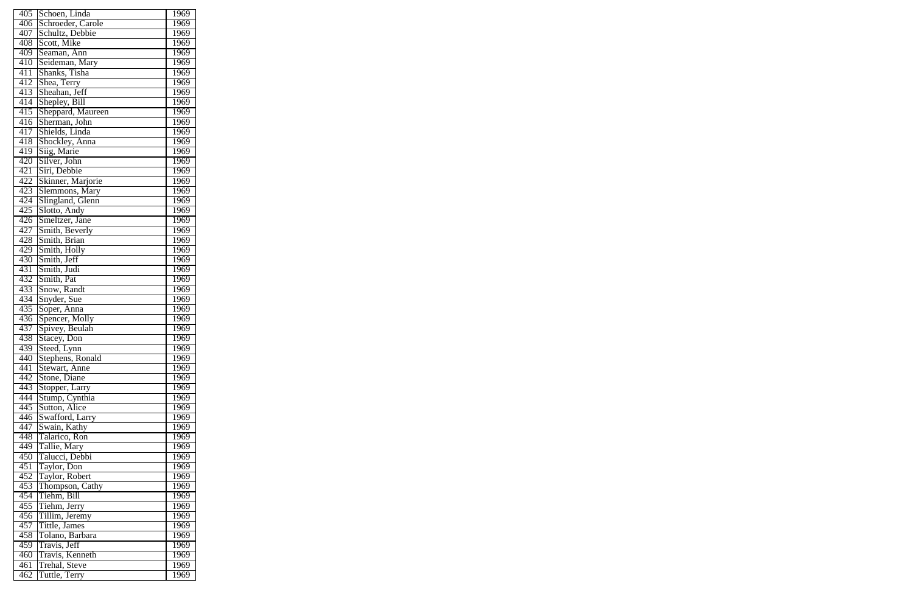| 405 | Schoen, Linda | 1969 |
|---|---|---|
| 406 | Schroeder, Carole | 1969 |
| 407 | Schultz, Debbie | 1969 |
| 408 | Scott, Mike | 1969 |
| 409 | Seaman, Ann | 1969 |
| 410 | Seideman, Mary | 1969 |
| 411 | Shanks, Tisha | 1969 |
| 412 | Shea, Terry | 1969 |
| 413 | Sheahan, Jeff | 1969 |
| 414 | Shepley, Bill | 1969 |
| 415 | Sheppard, Maureen | 1969 |
| 416 | Sherman, John | 1969 |
| 417 | Shields, Linda | 1969 |
| 418 | Shockley, Anna | 1969 |
| 419 | Siig, Marie | 1969 |
| 420 | Silver, John | 1969 |
| 421 | Siri, Debbie | 1969 |
| 422 | Skinner, Marjorie | 1969 |
| 423 | Slemmons, Mary | 1969 |
| 424 | Slingland, Glenn | 1969 |
| 425 | Slotto, Andy | 1969 |
| 426 | Smeltzer, Jane | 1969 |
| 427 | Smith, Beverly | 1969 |
| 428 | Smith, Brian | 1969 |
| 429 | Smith, Holly | 1969 |
| 430 | Smith, Jeff | 1969 |
| 431 | Smith, Judi | 1969 |
| 432 | Smith, Pat | 1969 |
| 433 | Snow, Randt | 1969 |
| 434 | Snyder, Sue | 1969 |
| 435 | Soper, Anna | 1969 |
| 436 | Spencer, Molly | 1969 |
| 437 | Spivey, Beulah | 1969 |
| 438 | Stacey, Don | 1969 |
| 439 | Steed, Lynn | 1969 |
| 440 | Stephens, Ronald | 1969 |
| 441 | Stewart, Anne | 1969 |
| 442 | Stone, Diane | 1969 |
| 443 | Stopper, Larry | 1969 |
| 444 | Stump, Cynthia | 1969 |
| 445 | Sutton, Alice | 1969 |
| 446 | Swafford, Larry | 1969 |
| 447 | Swain, Kathy | 1969 |
| 448 | Talarico, Ron | 1969 |
| 449 | Tallie, Mary | 1969 |
| 450 | Talucci, Debbi | 1969 |
| 451 | Taylor, Don | 1969 |
| 452 | Taylor, Robert | 1969 |
| 453 | Thompson, Cathy | 1969 |
| 454 | Tiehm, Bill | 1969 |
| 455 | Tiehm, Jerry | 1969 |
| 456 | Tillim, Jeremy | 1969 |
| 457 | Tittle, James | 1969 |
| 458 | Tolano, Barbara | 1969 |
| 459 | Travis, Jeff | 1969 |
| 460 | Travis, Kenneth | 1969 |
| 461 | Trehal, Steve | 1969 |
| 462 | Tuttle, Terry | 1969 |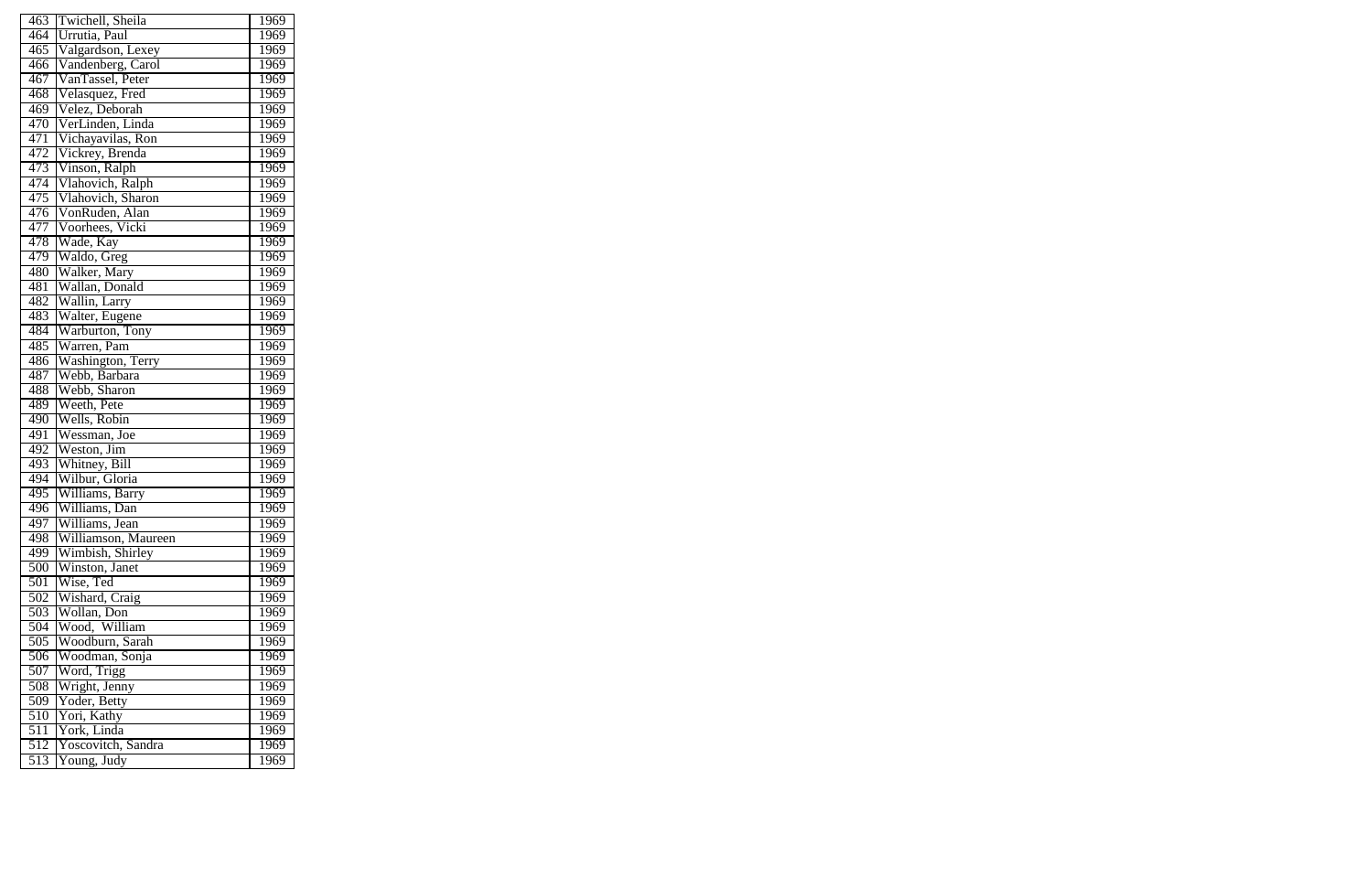| | | |
|---|---|---|
| 463 | Twichell, Sheila | 1969 |
| 464 | Urrutia, Paul | 1969 |
| 465 | Valgardson, Lexey | 1969 |
| 466 | Vandenberg, Carol | 1969 |
| 467 | VanTassel, Peter | 1969 |
| 468 | Velasquez, Fred | 1969 |
| 469 | Velez, Deborah | 1969 |
| 470 | VerLinden, Linda | 1969 |
| 471 | Vichayavilas, Ron | 1969 |
| 472 | Vickrey, Brenda | 1969 |
| 473 | Vinson, Ralph | 1969 |
| 474 | Vlahovich, Ralph | 1969 |
| 475 | Vlahovich, Sharon | 1969 |
| 476 | VonRuden, Alan | 1969 |
| 477 | Voorhees, Vicki | 1969 |
| 478 | Wade, Kay | 1969 |
| 479 | Waldo, Greg | 1969 |
| 480 | Walker, Mary | 1969 |
| 481 | Wallan, Donald | 1969 |
| 482 | Wallin, Larry | 1969 |
| 483 | Walter, Eugene | 1969 |
| 484 | Warburton, Tony | 1969 |
| 485 | Warren, Pam | 1969 |
| 486 | Washington, Terry | 1969 |
| 487 | Webb, Barbara | 1969 |
| 488 | Webb, Sharon | 1969 |
| 489 | Weeth, Pete | 1969 |
| 490 | Wells, Robin | 1969 |
| 491 | Wessman, Joe | 1969 |
| 492 | Weston, Jim | 1969 |
| 493 | Whitney, Bill | 1969 |
| 494 | Wilbur, Gloria | 1969 |
| 495 | Williams, Barry | 1969 |
| 496 | Williams, Dan | 1969 |
| 497 | Williams, Jean | 1969 |
| 498 | Williamson, Maureen | 1969 |
| 499 | Wimbish, Shirley | 1969 |
| 500 | Winston, Janet | 1969 |
| 501 | Wise, Ted | 1969 |
| 502 | Wishard, Craig | 1969 |
| 503 | Wollan, Don | 1969 |
| 504 | Wood, William | 1969 |
| 505 | Woodburn, Sarah | 1969 |
| 506 | Woodman, Sonja | 1969 |
| 507 | Word, Trigg | 1969 |
| 508 | Wright, Jenny | 1969 |
| 509 | Yoder, Betty | 1969 |
| 510 | Yori, Kathy | 1969 |
| 511 | York, Linda | 1969 |
| 512 | Yoscovitch, Sandra | 1969 |
| 513 | Young, Judy | 1969 |